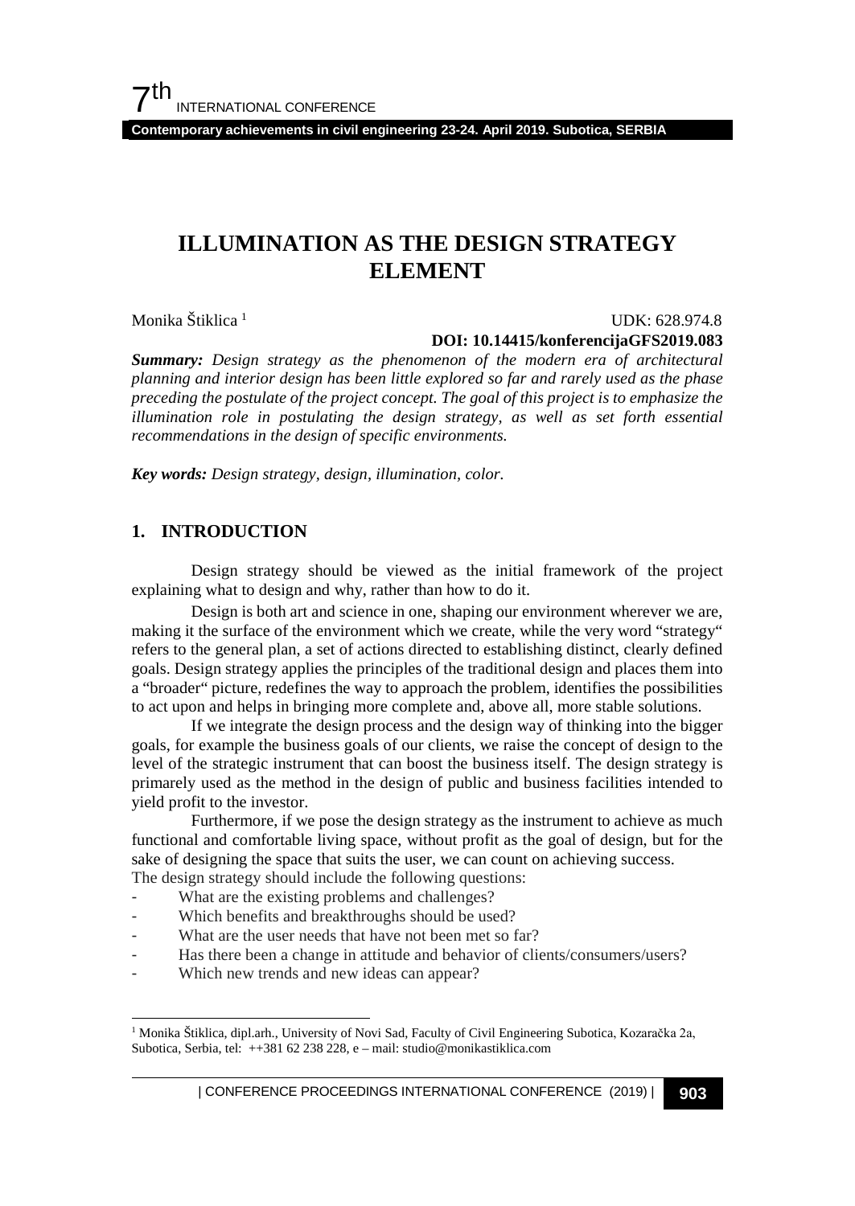# ILLUMINATION AS THE DESIGN STRATEGY ELEMENT

Monika Štiklica [1]

UDK: 628.974.8

**DOI: 10.14415/konferencijaGFS2019.083**

***Summary:*** *Design strategy as the phenomenon of the modern era of architectural planning and interior design has been little explored so far and rarely used as the phase preceding the postulate of the project concept. The goal of this project is to emphasize the illumination role in postulating the design strategy, as well as set forth essential recommendations in the design of specific environments.*

***Key words:*** *Design strategy, design, illumination, color.*

## 1. INTRODUCTION

Design strategy should be viewed as the initial framework of the project explaining what to design and why, rather than how to do it.

Design is both art and science in one, shaping our environment wherever we are, making it the surface of the environment which we create, while the very word "strategy" refers to the general plan, a set of actions directed to establishing distinct, clearly defined goals. Design strategy applies the principles of the traditional design and places them into a "broader" picture, redefines the way to approach the problem, identifies the possibilities to act upon and helps in bringing more complete and, above all, more stable solutions.

If we integrate the design process and the design way of thinking into the bigger goals, for example the business goals of our clients, we raise the concept of design to the level of the strategic instrument that can boost the business itself. The design strategy is primarely used as the method in the design of public and business facilities intended to yield profit to the investor.

Furthermore, if we pose the design strategy as the instrument to achieve as much functional and comfortable living space, without profit as the goal of design, but for the sake of designing the space that suits the user, we can count on achieving success.

The design strategy should include the following questions:

- What are the existing problems and challenges?
- Which benefits and breakthroughs should be used?
- What are the user needs that have not been met so far?
- Has there been a change in attitude and behavior of clients/consumers/users?
- Which new trends and new ideas can appear?

---

[1] Monika Štiklica, dipl.arh., University of Novi Sad, Faculty of Civil Engineering Subotica, Kozaračka 2a, Subotica, Serbia, tel: ++381 62 238 228, e – mail: studio@monikastiklica.com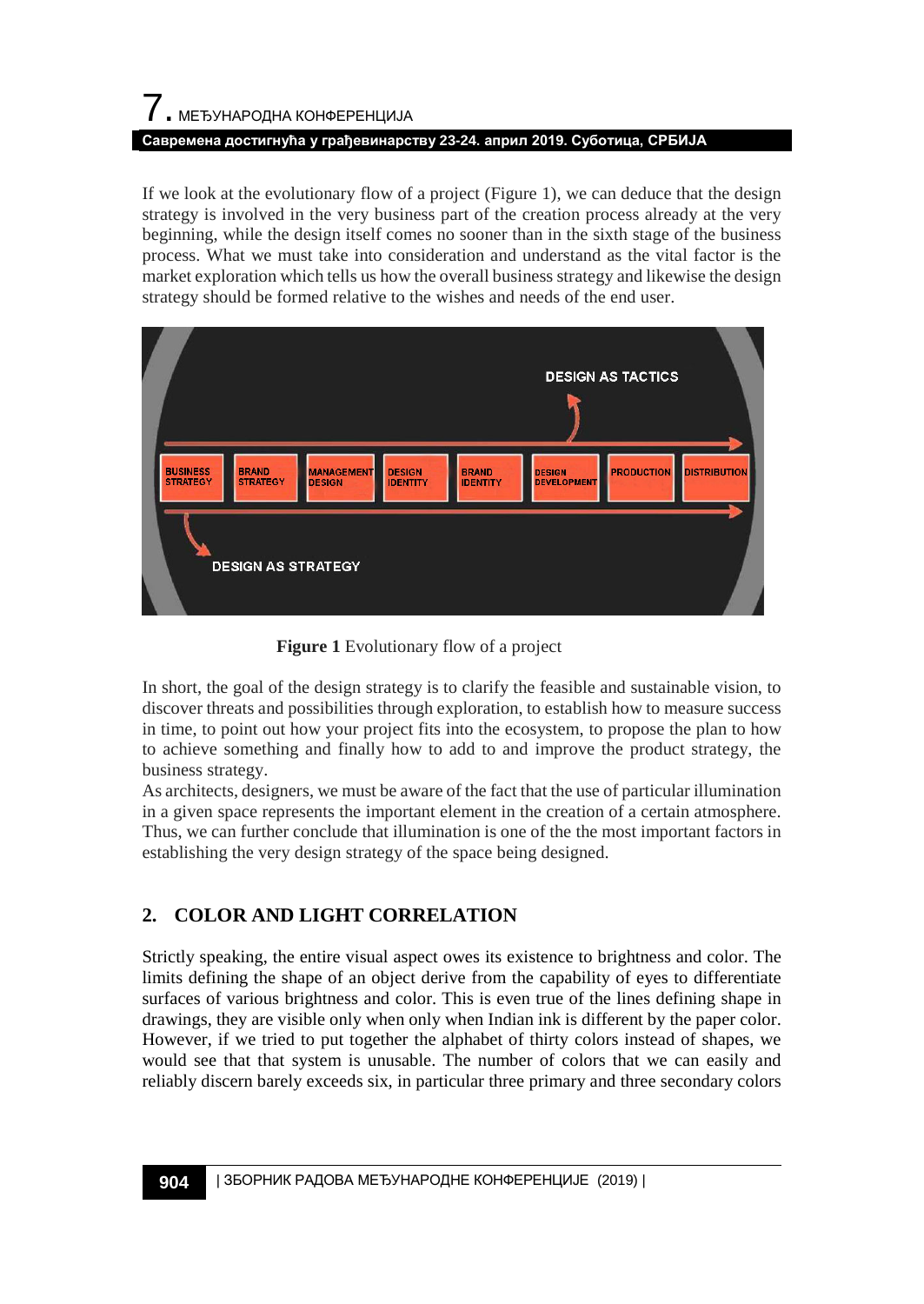If we look at the evolutionary flow of a project (Figure 1), we can deduce that the design strategy is involved in the very business part of the creation process already at the very beginning, while the design itself comes no sooner than in the sixth stage of the business process. What we must take into consideration and understand as the vital factor is the market exploration which tells us how the overall business strategy and likewise the design strategy should be formed relative to the wishes and needs of the end user.

**Figure 1** Evolutionary flow of a project

In short, the goal of the design strategy is to clarify the feasible and sustainable vision, to discover threats and possibilities through exploration, to establish how to measure success in time, to point out how your project fits into the ecosystem, to propose the plan to how to achieve something and finally how to add to and improve the product strategy, the business strategy.
As architects, designers, we must be aware of the fact that the use of particular illumination in a given space represents the important element in the creation of a certain atmosphere. Thus, we can further conclude that illumination is one of the the most important factors in establishing the very design strategy of the space being designed.

## 2. COLOR AND LIGHT CORRELATION

Strictly speaking, the entire visual aspect owes its existence to brightness and color. The limits defining the shape of an object derive from the capability of eyes to differentiate surfaces of various brightness and color. This is even true of the lines defining shape in drawings, they are visible only when only when Indian ink is different by the paper color. However, if we tried to put together the alphabet of thirty colors instead of shapes, we would see that that system is unusable. The number of colors that we can easily and reliably discern barely exceeds six, in particular three primary and three secondary colors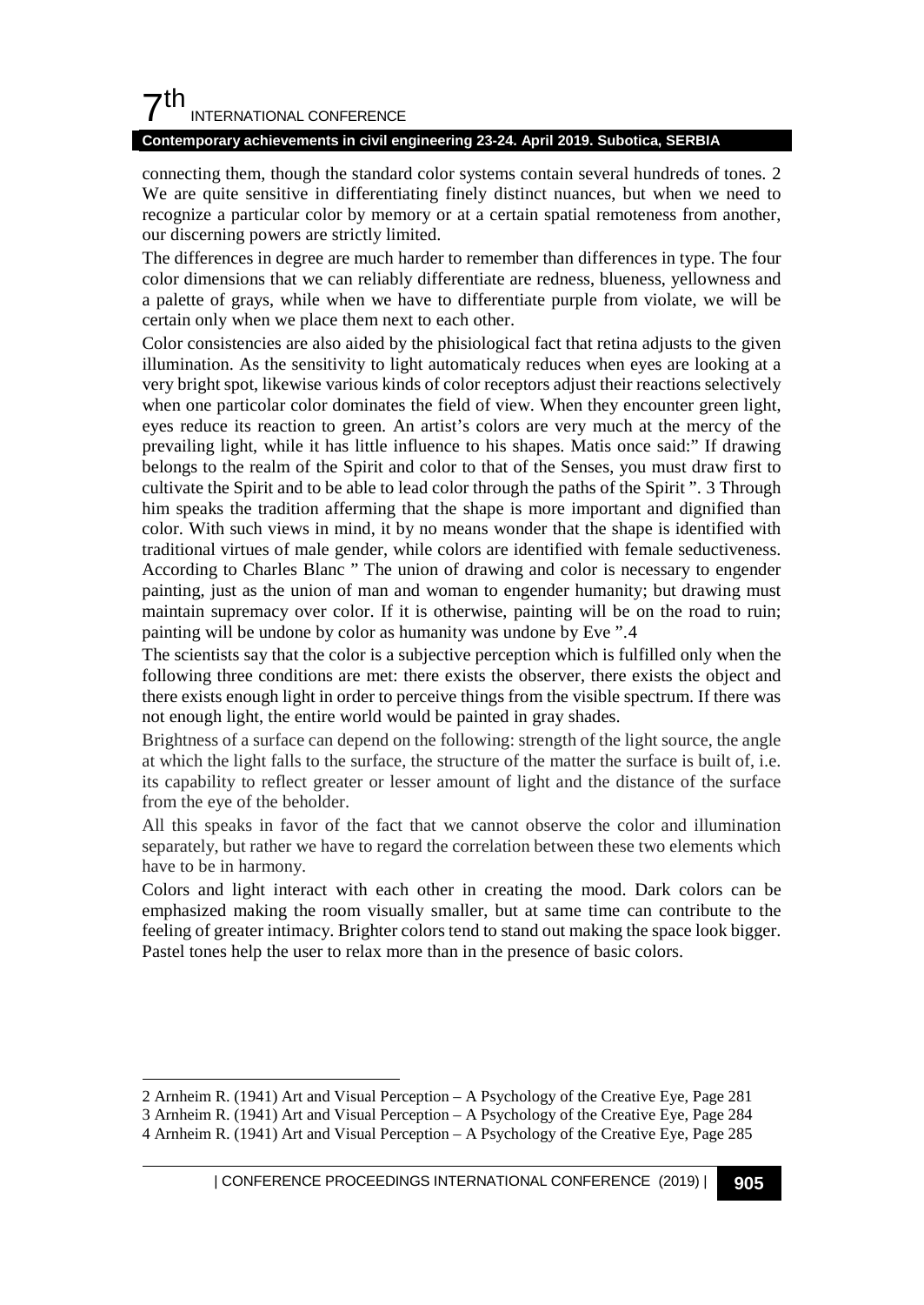connecting them, though the standard color systems contain several hundreds of tones. 2 We are quite sensitive in differentiating finely distinct nuances, but when we need to recognize a particular color by memory or at a certain spatial remoteness from another, our discerning powers are strictly limited.

The differences in degree are much harder to remember than differences in type. The four color dimensions that we can reliably differentiate are redness, blueness, yellowness and a palette of grays, while when we have to differentiate purple from violate, we will be certain only when we place them next to each other.

Color consistencies are also aided by the phisiological fact that retina adjusts to the given illumination. As the sensitivity to light automaticaly reduces when eyes are looking at a very bright spot, likewise various kinds of color receptors adjust their reactions selectively when one particolar color dominates the field of view. When they encounter green light, eyes reduce its reaction to green. An artist's colors are very much at the mercy of the prevailing light, while it has little influence to his shapes. Matis once said:" If drawing belongs to the realm of the Spirit and color to that of the Senses, you must draw first to cultivate the Spirit and to be able to lead color through the paths of the Spirit ". 3 Through him speaks the tradition afferming that the shape is more important and dignified than color. With such views in mind, it by no means wonder that the shape is identified with traditional virtues of male gender, while colors are identified with female seductiveness. According to Charles Blanc " The union of drawing and color is necessary to engender painting, just as the union of man and woman to engender humanity; but drawing must maintain supremacy over color. If it is otherwise, painting will be on the road to ruin; painting will be undone by color as humanity was undone by Eve ".4

The scientists say that the color is a subjective perception which is fulfilled only when the following three conditions are met: there exists the observer, there exists the object and there exists enough light in order to perceive things from the visible spectrum. If there was not enough light, the entire world would be painted in gray shades.

Brightness of a surface can depend on the following: strength of the light source, the angle at which the light falls to the surface, the structure of the matter the surface is built of, i.e. its capability to reflect greater or lesser amount of light and the distance of the surface from the eye of the beholder.

All this speaks in favor of the fact that we cannot observe the color and illumination separately, but rather we have to regard the correlation between these two elements which have to be in harmony.

Colors and light interact with each other in creating the mood. Dark colors can be emphasized making the room visually smaller, but at same time can contribute to the feeling of greater intimacy. Brighter colors tend to stand out making the space look bigger. Pastel tones help the user to relax more than in the presence of basic colors.

---

2 Arnheim R. (1941) Art and Visual Perception – A Psychology of the Creative Eye, Page 281

3 Arnheim R. (1941) Art and Visual Perception – A Psychology of the Creative Eye, Page 284

4 Arnheim R. (1941) Art and Visual Perception – A Psychology of the Creative Eye, Page 285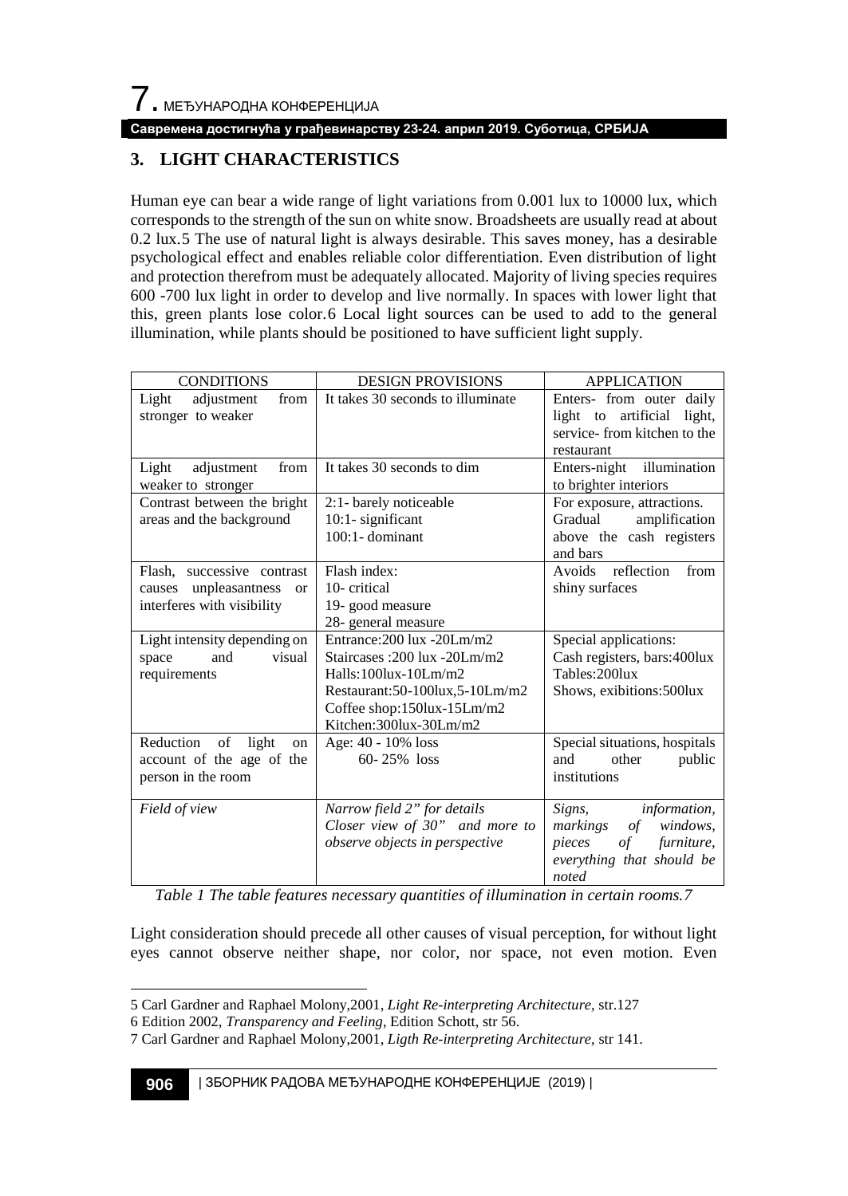## 3. LIGHT CHARACTERISTICS

Human eye can bear a wide range of light variations from 0.001 lux to 10000 lux, which corresponds to the strength of the sun on white snow. Broadsheets are usually read at about 0.2 lux.[5] The use of natural light is always desirable. This saves money, has a desirable psychological effect and enables reliable color differentiation. Even distribution of light and protection therefrom must be adequately allocated. Majority of living species requires 600 -700 lux light in order to develop and live normally. In spaces with lower light that this, green plants lose color.[6] Local light sources can be used to add to the general illumination, while plants should be positioned to have sufficient light supply.

| CONDITIONS | DESIGN PROVISIONS | APPLICATION |
|---|---|---|
| Light adjustment from stronger to weaker | It takes 30 seconds to illuminate | Enters- from outer daily light to artificial light, service- from kitchen to the restaurant |
| Light adjustment from weaker to stronger | It takes 30 seconds to dim | Enters-night illumination to brighter interiors |
| Contrast between the bright areas and the background | 2:1- barely noticeable<br>10:1- significant<br>100:1- dominant | For exposure, attractions. Gradual amplification above the cash registers and bars |
| Flash, successive contrast causes unpleasantness or interferes with visibility | Flash index:<br>10- critical<br>19- good measure<br>28- general measure | Avoids reflection from shiny surfaces |
| Light intensity depending on space and visual requirements | Entrance:200 lux -20Lm/m2<br>Staircases :200 lux -20Lm/m2<br>Halls:100lux-10Lm/m2<br>Restaurant:50-100lux,5-10Lm/m2<br>Coffee shop:150lux-15Lm/m2<br>Kitchen:300lux-30Lm/m2 | Special applications:<br>Cash registers, bars:400lux<br>Tables:200lux<br>Shows, exibitions:500lux |
| Reduction of light on account of the age of the person in the room | Age: 40 - 10% loss<br>60- 25% loss | Special situations, hospitals and other public institutions |
| *Field of view* | *Narrow field 2" for details*<br>*Closer view of 30" and more to observe objects in perspective* | *Signs, information, markings of windows, pieces of furniture, everything that should be noted* |

*Table 1 The table features necessary quantities of illumination in certain rooms.*[7]

Light consideration should precede all other causes of visual perception, for without light eyes cannot observe neither shape, nor color, nor space, not even motion. Even

---

[5] Carl Gardner and Raphael Molony,2001, *Light Re-interpreting Architecture*, str.127

[6] Edition 2002, *Transparency and Feeling*, Edition Schott, str 56.

[7] Carl Gardner and Raphael Molony,2001, *Ligth Re-interpreting Architecture*, str 141.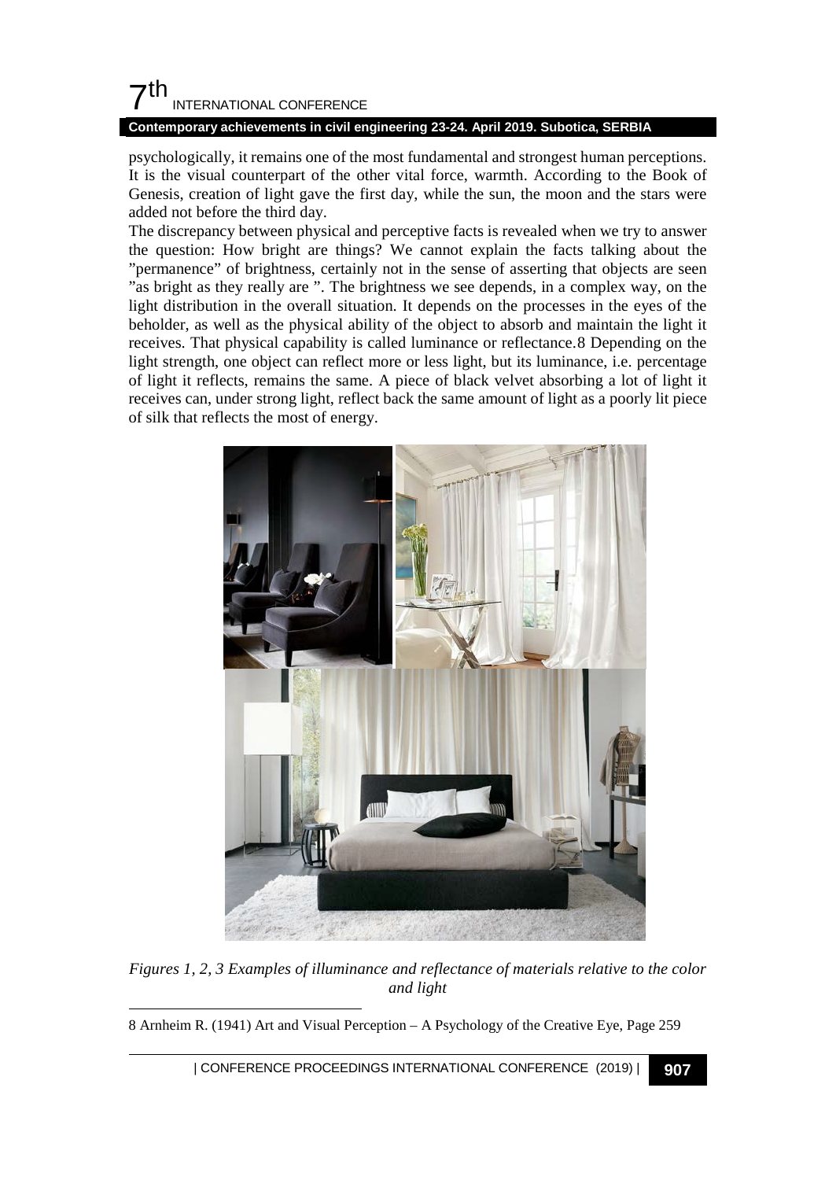psychologically, it remains one of the most fundamental and strongest human perceptions. It is the visual counterpart of the other vital force, warmth. According to the Book of Genesis, creation of light gave the first day, while the sun, the moon and the stars were added not before the third day.

The discrepancy between physical and perceptive facts is revealed when we try to answer the question: How bright are things? We cannot explain the facts talking about the "permanence" of brightness, certainly not in the sense of asserting that objects are seen "as bright as they really are ". The brightness we see depends, in a complex way, on the light distribution in the overall situation. It depends on the processes in the eyes of the beholder, as well as the physical ability of the object to absorb and maintain the light it receives. That physical capability is called luminance or reflectance.[8] Depending on the light strength, one object can reflect more or less light, but its luminance, i.e. percentage of light it reflects, remains the same. A piece of black velvet absorbing a lot of light it receives can, under strong light, reflect back the same amount of light as a poorly lit piece of silk that reflects the most of energy.

*Figures 1, 2, 3 Examples of illuminance and reflectance of materials relative to the color and light*

---

8 Arnheim R. (1941) Art and Visual Perception – A Psychology of the Creative Eye, Page 259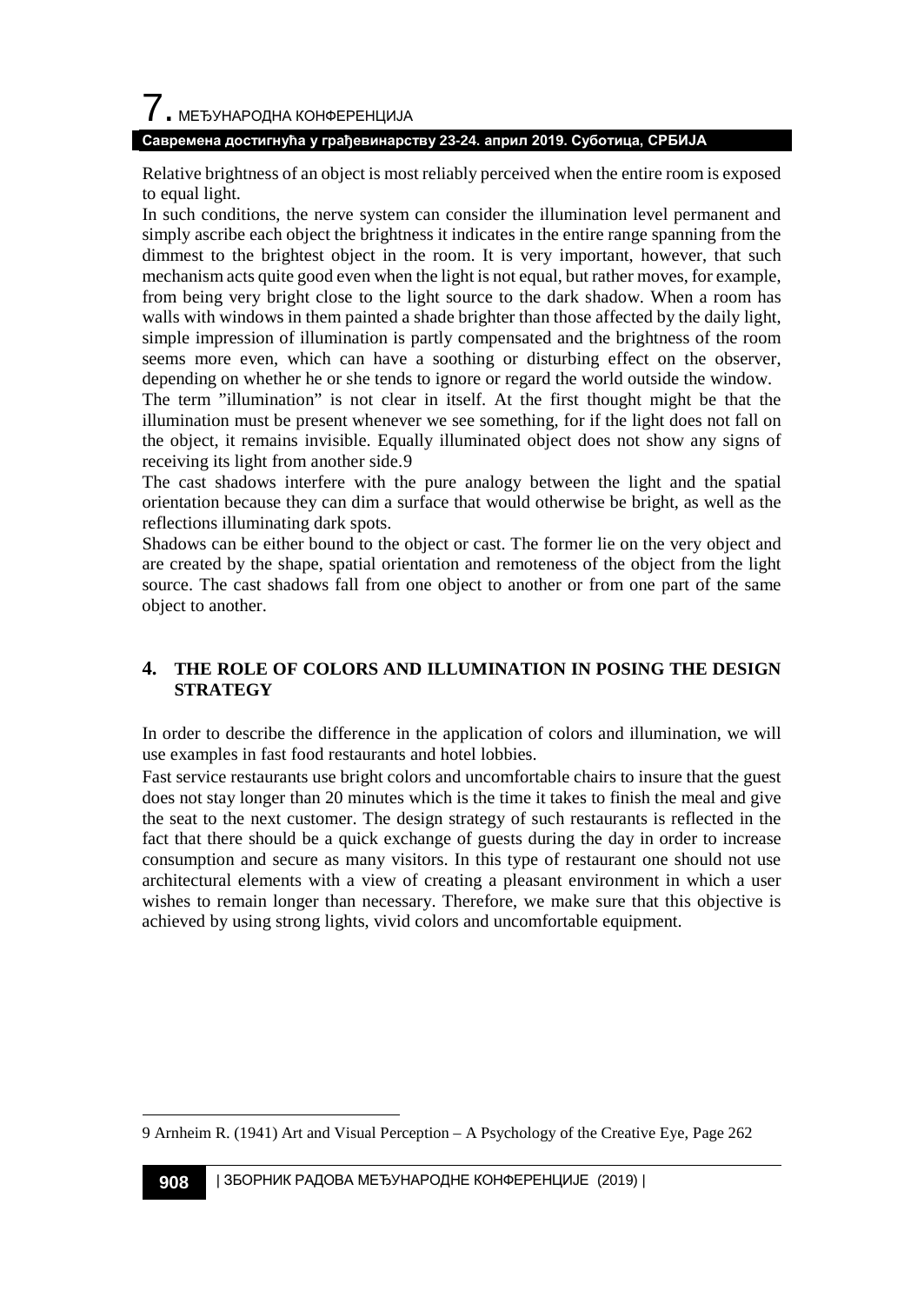Relative brightness of an object is most reliably perceived when the entire room is exposed to equal light.

In such conditions, the nerve system can consider the illumination level permanent and simply ascribe each object the brightness it indicates in the entire range spanning from the dimmest to the brightest object in the room. It is very important, however, that such mechanism acts quite good even when the light is not equal, but rather moves, for example, from being very bright close to the light source to the dark shadow. When a room has walls with windows in them painted a shade brighter than those affected by the daily light, simple impression of illumination is partly compensated and the brightness of the room seems more even, which can have a soothing or disturbing effect on the observer, depending on whether he or she tends to ignore or regard the world outside the window.

The term "illumination" is not clear in itself. At the first thought might be that the illumination must be present whenever we see something, for if the light does not fall on the object, it remains invisible. Equally illuminated object does not show any signs of receiving its light from another side.[9]

The cast shadows interfere with the pure analogy between the light and the spatial orientation because they can dim a surface that would otherwise be bright, as well as the reflections illuminating dark spots.

Shadows can be either bound to the object or cast. The former lie on the very object and are created by the shape, spatial orientation and remoteness of the object from the light source. The cast shadows fall from one object to another or from one part of the same object to another.

## 4. THE ROLE OF COLORS AND ILLUMINATION IN POSING THE DESIGN STRATEGY

In order to describe the difference in the application of colors and illumination, we will use examples in fast food restaurants and hotel lobbies.

Fast service restaurants use bright colors and uncomfortable chairs to insure that the guest does not stay longer than 20 minutes which is the time it takes to finish the meal and give the seat to the next customer. The design strategy of such restaurants is reflected in the fact that there should be a quick exchange of guests during the day in order to increase consumption and secure as many visitors. In this type of restaurant one should not use architectural elements with a view of creating a pleasant environment in which a user wishes to remain longer than necessary. Therefore, we make sure that this objective is achieved by using strong lights, vivid colors and uncomfortable equipment.

---

9 Arnheim R. (1941) Art and Visual Perception – A Psychology of the Creative Eye, Page 262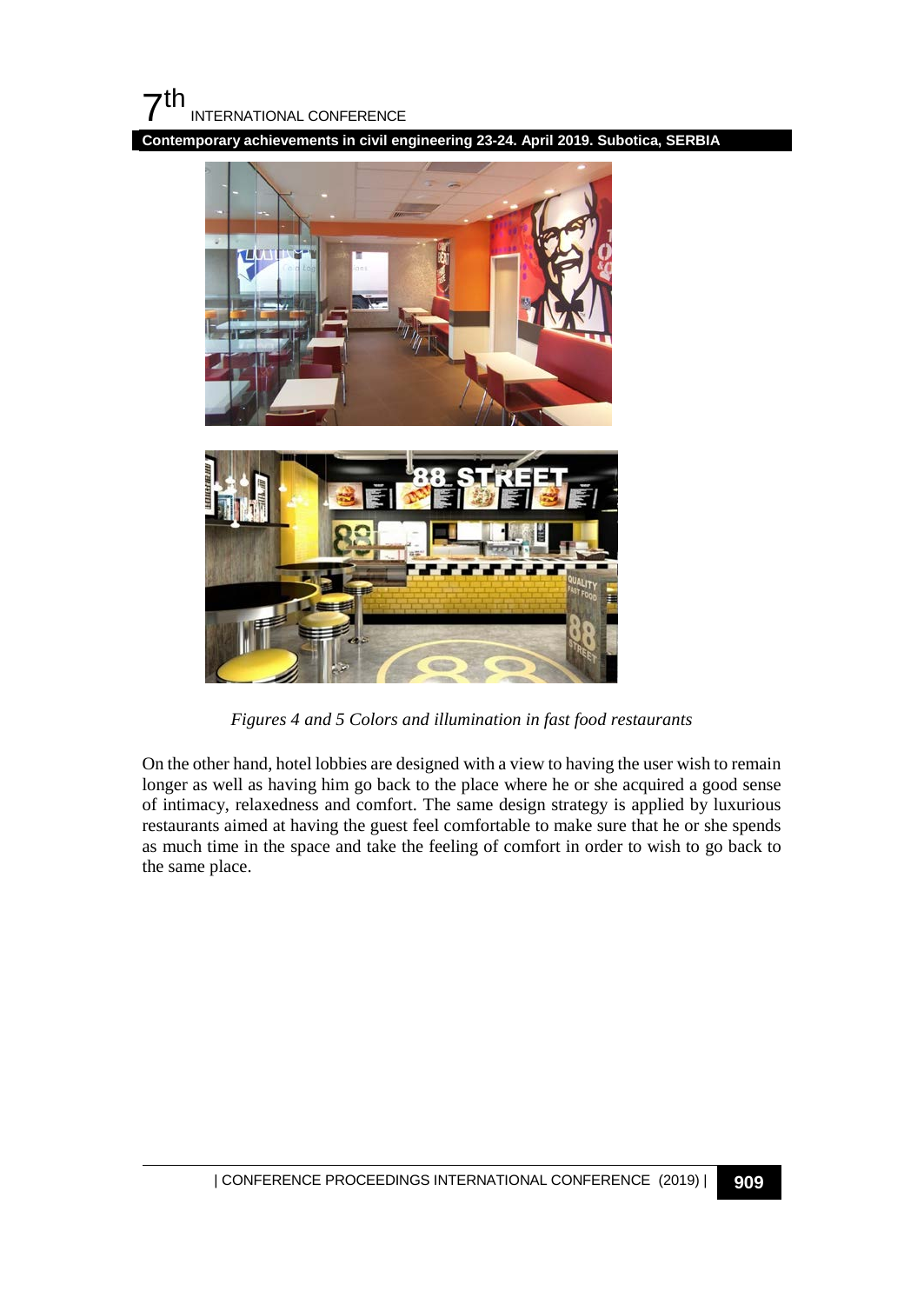*Figures 4 and 5 Colors and illumination in fast food restaurants*

On the other hand, hotel lobbies are designed with a view to having the user wish to remain longer as well as having him go back to the place where he or she acquired a good sense of intimacy, relaxedness and comfort. The same design strategy is applied by luxurious restaurants aimed at having the guest feel comfortable to make sure that he or she spends as much time in the space and take the feeling of comfort in order to wish to go back to the same place.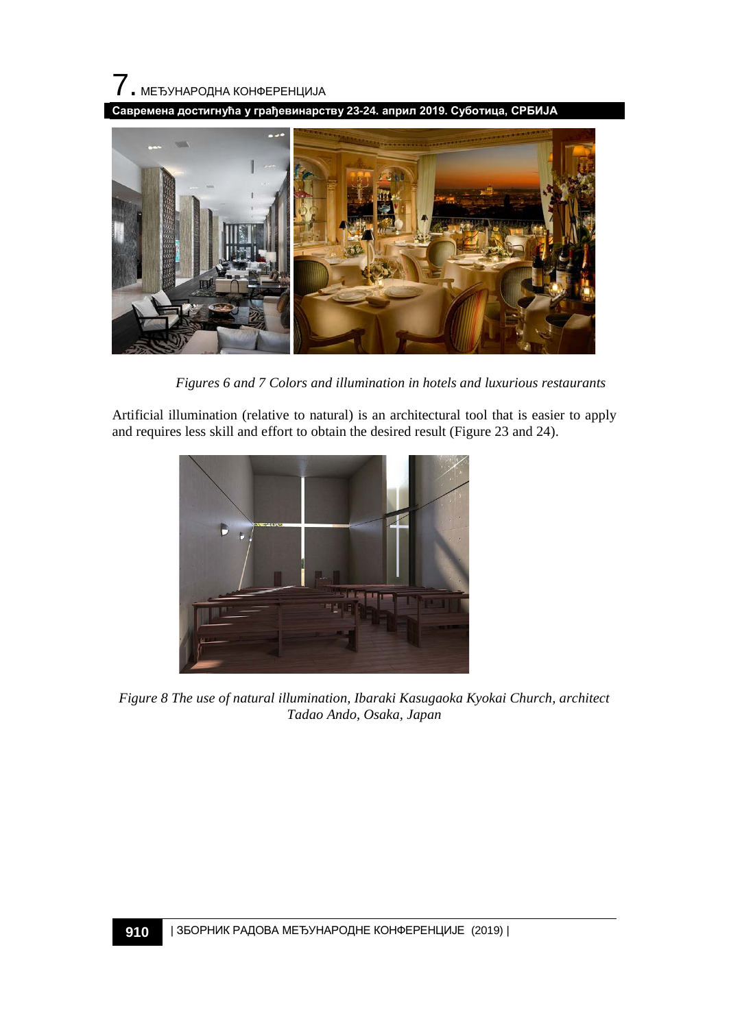*Figures 6 and 7 Colors and illumination in hotels and luxurious restaurants*

Artificial illumination (relative to natural) is an architectural tool that is easier to apply and requires less skill and effort to obtain the desired result (Figure 23 and 24).

*Figure 8 The use of natural illumination, Ibaraki Kasugaoka Kyokai Church, architect Tadao Ando, Osaka, Japan*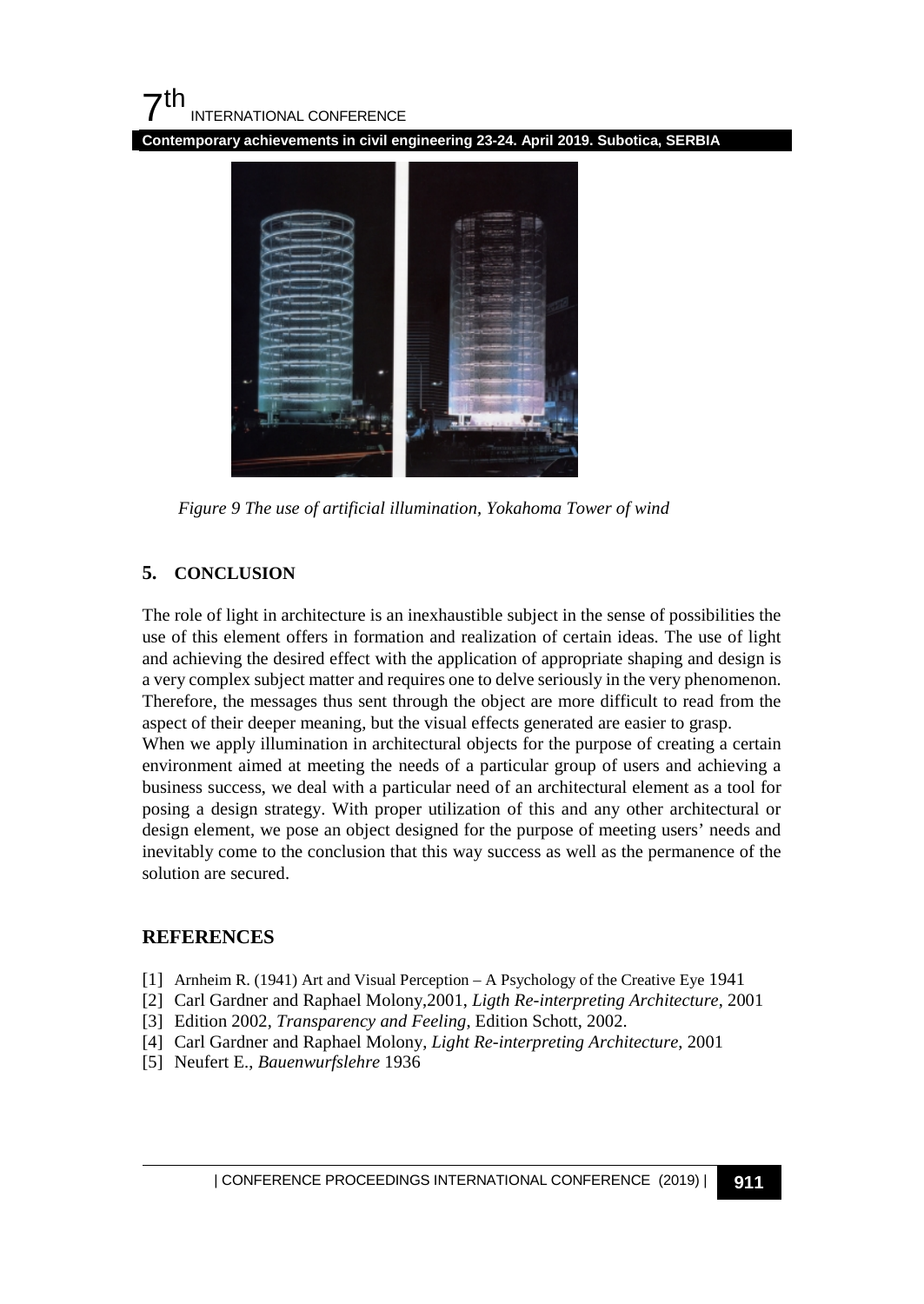*Figure 9 The use of artificial illumination, Yokahoma Tower of wind*

## 5. CONCLUSION

The role of light in architecture is an inexhaustible subject in the sense of possibilities the use of this element offers in formation and realization of certain ideas. The use of light and achieving the desired effect with the application of appropriate shaping and design is a very complex subject matter and requires one to delve seriously in the very phenomenon. Therefore, the messages thus sent through the object are more difficult to read from the aspect of their deeper meaning, but the visual effects generated are easier to grasp.
When we apply illumination in architectural objects for the purpose of creating a certain environment aimed at meeting the needs of a particular group of users and achieving a business success, we deal with a particular need of an architectural element as a tool for posing a design strategy. With proper utilization of this and any other architectural or design element, we pose an object designed for the purpose of meeting users' needs and inevitably come to the conclusion that this way success as well as the permanence of the solution are secured.

## REFERENCES

[1] Arnheim R. (1941) Art and Visual Perception – A Psychology of the Creative Eye 1941
[2] Carl Gardner and Raphael Molony,2001, *Ligth Re-interpreting Architecture*, 2001
[3] Edition 2002, *Transparency and Feeling*, Edition Schott, 2002.
[4] Carl Gardner and Raphael Molony, *Light Re-interpreting Architecture*, 2001
[5] Neufert E., *Bauenwurfslehre* 1936